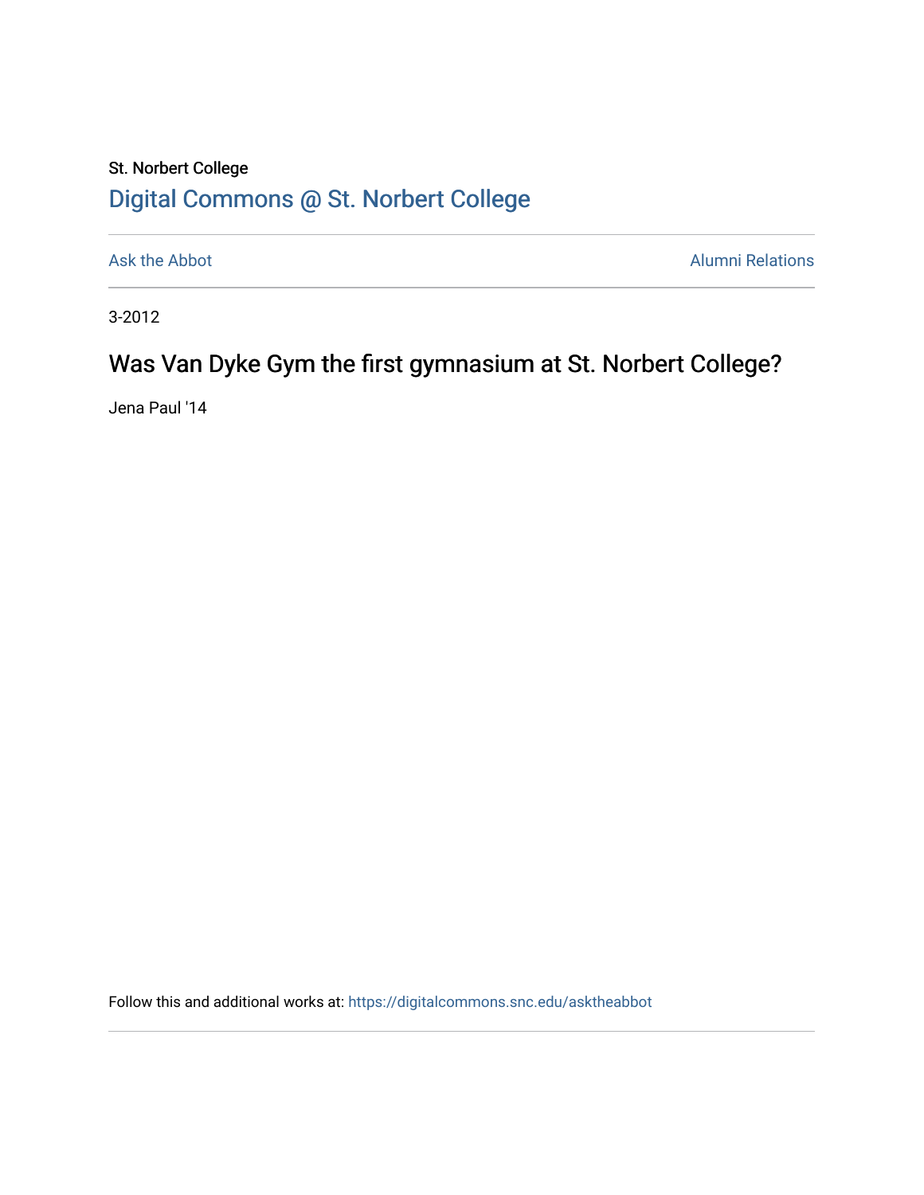St. Norbert College

# Digital Commons @ St. Norbert College

Ask the Abbot

Alumni Relations

3-2012

## Was Van Dyke Gym the first gymnasium at St. Norbert College?

Jena Paul '14

Follow this and additional works at: https://digitalcommons.snc.edu/asktheabbot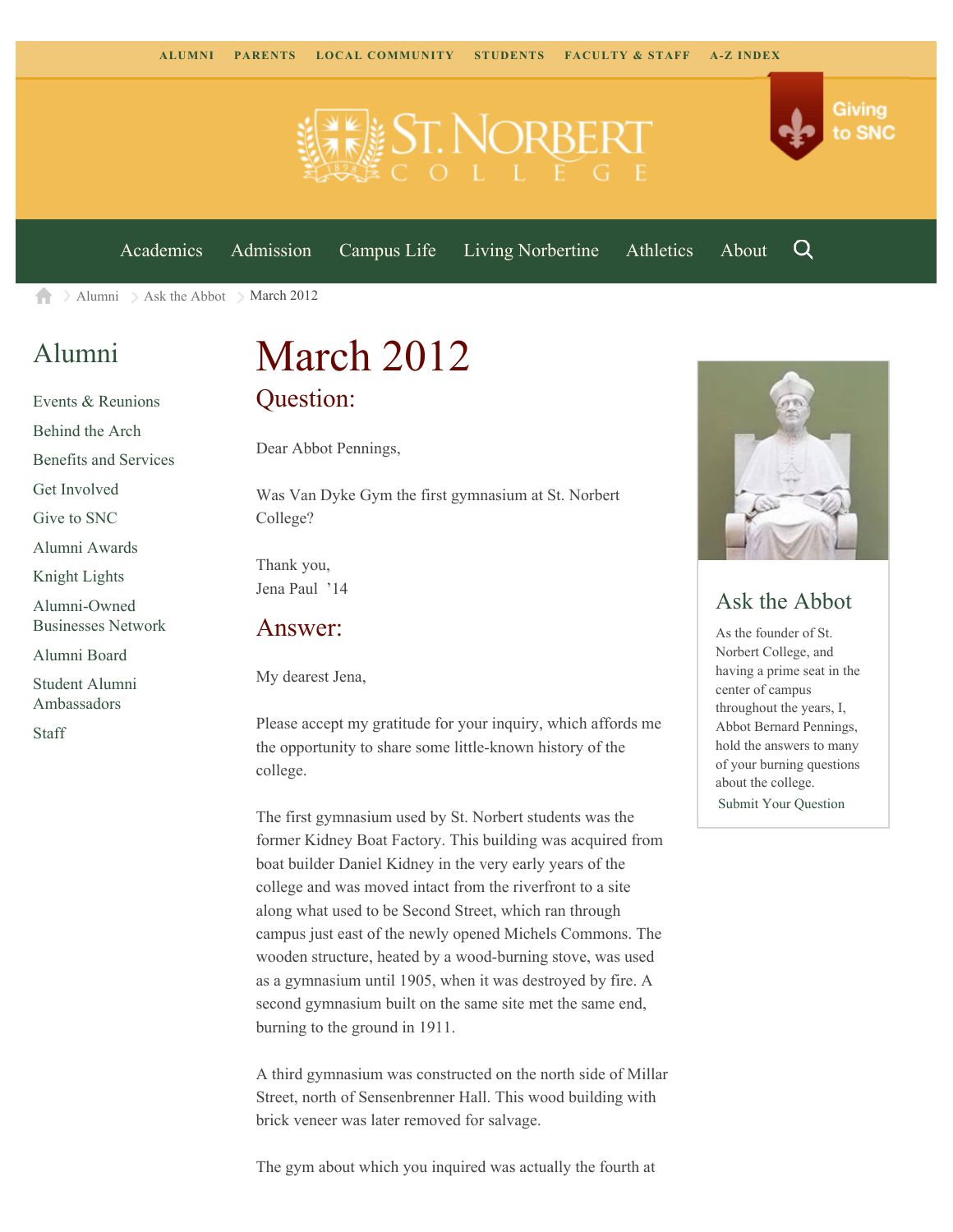ALUMNI PARENTS LOCAL COMMUNITY STUDENTS FACULTY & STAFF A-Z INDEX

Giving to SNC

Academics Admission Campus Life Living Norbertine Athletics About

Alumni > Ask the Abbot > March 2012

## Alumni

- Events & Reunions
- Behind the Arch
- Benefits and Services
- Get Involved
- Give to SNC
- Alumni Awards
- Knight Lights
- Alumni-Owned Businesses Network
- Alumni Board
- Student Alumni Ambassadors
- Staff

# March 2012

## Question:

Dear Abbot Pennings,

Was Van Dyke Gym the first gymnasium at St. Norbert College?

Thank you,
Jena Paul '14

## Answer:

My dearest Jena,

Please accept my gratitude for your inquiry, which affords me the opportunity to share some little-known history of the college.

The first gymnasium used by St. Norbert students was the former Kidney Boat Factory. This building was acquired from boat builder Daniel Kidney in the very early years of the college and was moved intact from the riverfront to a site along what used to be Second Street, which ran through campus just east of the newly opened Michels Commons. The wooden structure, heated by a wood-burning stove, was used as a gymnasium until 1905, when it was destroyed by fire. A second gymnasium built on the same site met the same end, burning to the ground in 1911.

A third gymnasium was constructed on the north side of Millar Street, north of Sensenbrenner Hall. This wood building with brick veneer was later removed for salvage.

The gym about which you inquired was actually the fourth at

## Ask the Abbot

As the founder of St. Norbert College, and having a prime seat in the center of campus throughout the years, I, Abbot Bernard Pennings, hold the answers to many of your burning questions about the college.

Submit Your Question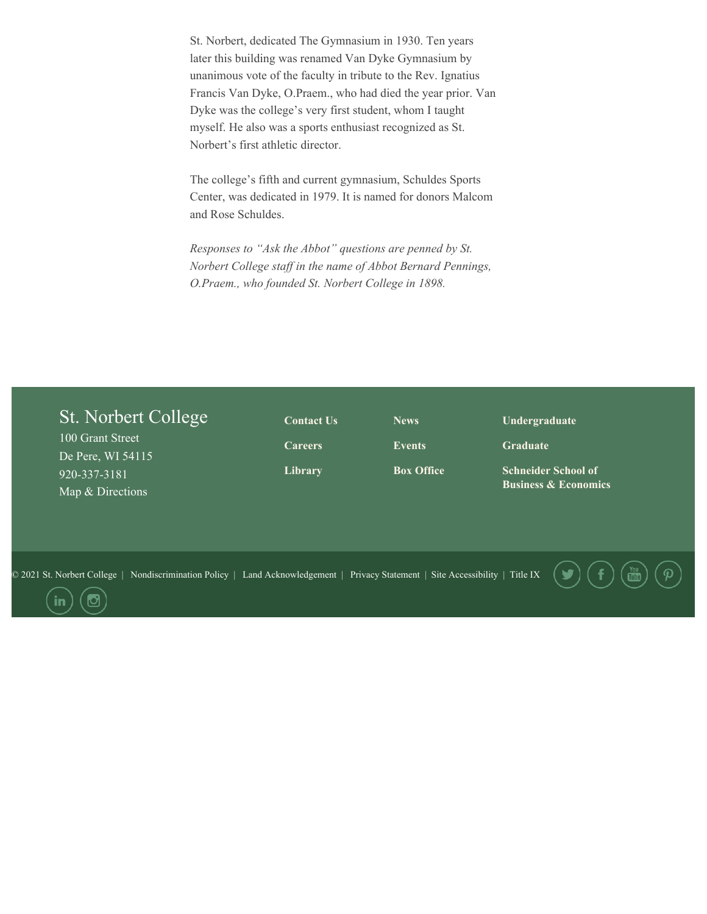St. Norbert, dedicated The Gymnasium in 1930. Ten years later this building was renamed Van Dyke Gymnasium by unanimous vote of the faculty in tribute to the Rev. Ignatius Francis Van Dyke, O.Praem., who had died the year prior. Van Dyke was the college's very first student, whom I taught myself. He also was a sports enthusiast recognized as St. Norbert's first athletic director.

The college's fifth and current gymnasium, Schuldes Sports Center, was dedicated in 1979. It is named for donors Malcom and Rose Schuldes.

*Responses to "Ask the Abbot" questions are penned by St. Norbert College staff in the name of Abbot Bernard Pennings, O.Praem., who founded St. Norbert College in 1898.*

St. Norbert College
100 Grant Street
De Pere, WI 54115
920-337-3181
Map & Directions

**Contact Us**
**Careers**
**Library**

**News**
**Events**
**Box Office**

**Undergraduate**
**Graduate**
**Schneider School of Business & Economics**

© 2021 St. Norbert College | Nondiscrimination Policy | Land Acknowledgement | Privacy Statement | Site Accessibility | Title IX